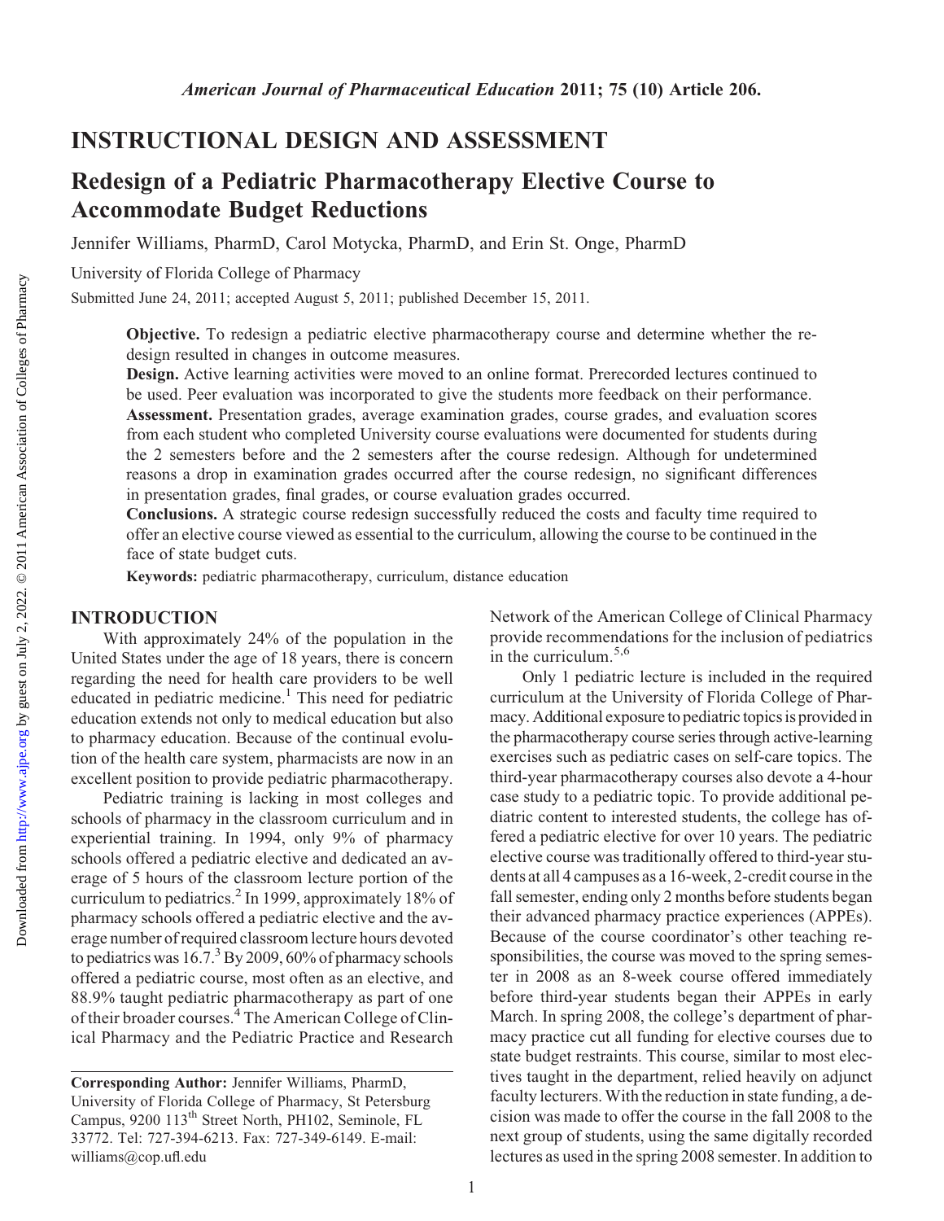# INSTRUCTIONAL DESIGN AND ASSESSMENT

## Redesign of a Pediatric Pharmacotherapy Elective Course to Accommodate Budget Reductions

Jennifer Williams, PharmD, Carol Motycka, PharmD, and Erin St. Onge, PharmD

University of Florida College of Pharmacy

Submitted June 24, 2011; accepted August 5, 2011; published December 15, 2011.

**Objective.** To redesign a pediatric elective pharmacotherapy course and determine whether the redesign resulted in changes in outcome measures.

**Design.** Active learning activities were moved to an online format. Prerecorded lectures continued to be used. Peer evaluation was incorporated to give the students more feedback on their performance.

**Assessment.** Presentation grades, average examination grades, course grades, and evaluation scores from each student who completed University course evaluations were documented for students during the 2 semesters before and the 2 semesters after the course redesign. Although for undetermined reasons a drop in examination grades occurred after the course redesign, no significant differences in presentation grades, final grades, or course evaluation grades occurred.

**Conclusions.** A strategic course redesign successfully reduced the costs and faculty time required to offer an elective course viewed as essential to the curriculum, allowing the course to be continued in the face of state budget cuts.

**Keywords:** pediatric pharmacotherapy, curriculum, distance education

## INTRODUCTION

With approximately 24% of the population in the United States under the age of 18 years, there is concern regarding the need for health care providers to be well educated in pediatric medicine.[1] This need for pediatric education extends not only to medical education but also to pharmacy education. Because of the continual evolution of the health care system, pharmacists are now in an excellent position to provide pediatric pharmacotherapy.

Pediatric training is lacking in most colleges and schools of pharmacy in the classroom curriculum and in experiential training. In 1994, only 9% of pharmacy schools offered a pediatric elective and dedicated an average of 5 hours of the classroom lecture portion of the curriculum to pediatrics.[2] In 1999, approximately 18% of pharmacy schools offered a pediatric elective and the average number of required classroom lecture hours devoted to pediatrics was 16.7.[3] By 2009, 60% of pharmacy schools offered a pediatric course, most often as an elective, and 88.9% taught pediatric pharmacotherapy as part of one of their broader courses.[4] The American College of Clinical Pharmacy and the Pediatric Practice and Research Network of the American College of Clinical Pharmacy provide recommendations for the inclusion of pediatrics in the curriculum.[5,6]

Only 1 pediatric lecture is included in the required curriculum at the University of Florida College of Pharmacy. Additional exposure to pediatric topics is provided in the pharmacotherapy course series through active-learning exercises such as pediatric cases on self-care topics. The third-year pharmacotherapy courses also devote a 4-hour case study to a pediatric topic. To provide additional pediatric content to interested students, the college has offered a pediatric elective for over 10 years. The pediatric elective course was traditionally offered to third-year students at all 4 campuses as a 16-week, 2-credit course in the fall semester, ending only 2 months before students began their advanced pharmacy practice experiences (APPEs). Because of the course coordinator's other teaching responsibilities, the course was moved to the spring semester in 2008 as an 8-week course offered immediately before third-year students began their APPEs in early March. In spring 2008, the college's department of pharmacy practice cut all funding for elective courses due to state budget restraints. This course, similar to most electives taught in the department, relied heavily on adjunct faculty lecturers. With the reduction in state funding, a decision was made to offer the course in the fall 2008 to the next group of students, using the same digitally recorded lectures as used in the spring 2008 semester. In addition to

---

**Corresponding Author:** Jennifer Williams, PharmD, University of Florida College of Pharmacy, St Petersburg Campus, 9200 113[th] Street North, PH102, Seminole, FL 33772. Tel: 727-394-6213. Fax: 727-349-6149. E-mail: williams@cop.ufl.edu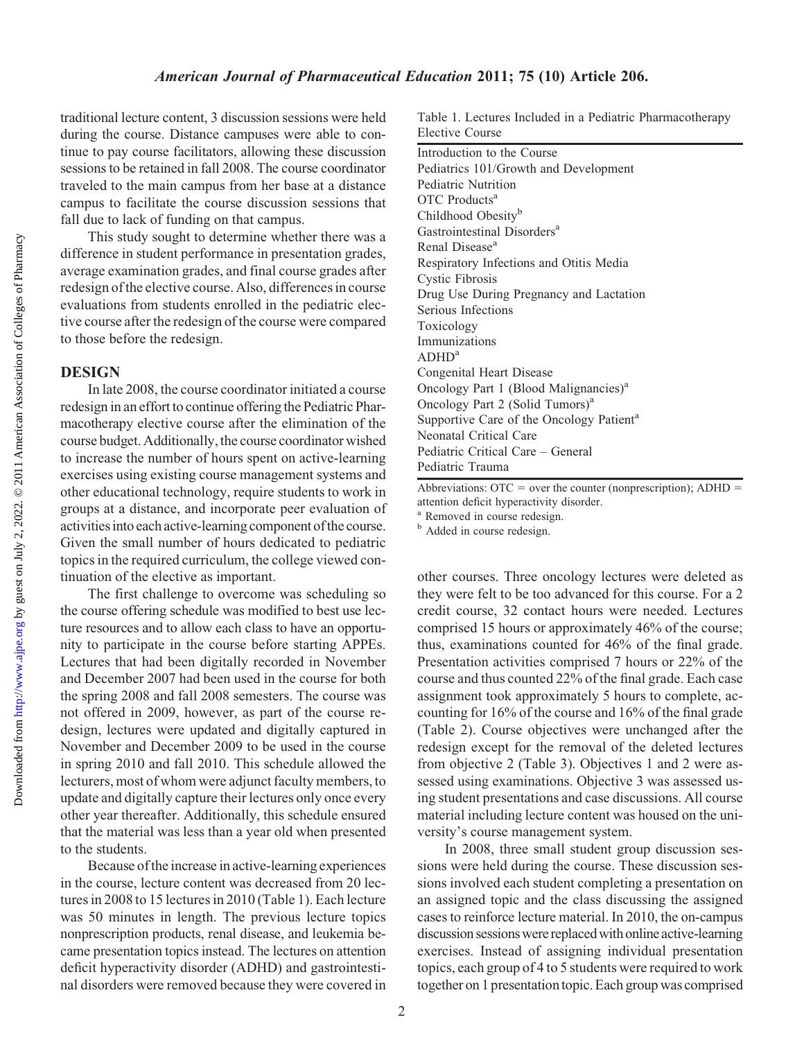traditional lecture content, 3 discussion sessions were held during the course. Distance campuses were able to continue to pay course facilitators, allowing these discussion sessions to be retained in fall 2008. The course coordinator traveled to the main campus from her base at a distance campus to facilitate the course discussion sessions that fall due to lack of funding on that campus.

This study sought to determine whether there was a difference in student performance in presentation grades, average examination grades, and final course grades after redesign of the elective course. Also, differences in course evaluations from students enrolled in the pediatric elective course after the redesign of the course were compared to those before the redesign.

## DESIGN

In late 2008, the course coordinator initiated a course redesign in an effort to continue offering the Pediatric Pharmacotherapy elective course after the elimination of the course budget. Additionally, the course coordinator wished to increase the number of hours spent on active-learning exercises using existing course management systems and other educational technology, require students to work in groups at a distance, and incorporate peer evaluation of activities into each active-learning component of the course. Given the small number of hours dedicated to pediatric topics in the required curriculum, the college viewed continuation of the elective as important.

The first challenge to overcome was scheduling so the course offering schedule was modified to best use lecture resources and to allow each class to have an opportunity to participate in the course before starting APPEs. Lectures that had been digitally recorded in November and December 2007 had been used in the course for both the spring 2008 and fall 2008 semesters. The course was not offered in 2009, however, as part of the course redesign, lectures were updated and digitally captured in November and December 2009 to be used in the course in spring 2010 and fall 2010. This schedule allowed the lecturers, most of whom were adjunct faculty members, to update and digitally capture their lectures only once every other year thereafter. Additionally, this schedule ensured that the material was less than a year old when presented to the students.

Because of the increase in active-learning experiences in the course, lecture content was decreased from 20 lectures in 2008 to 15 lectures in 2010 (Table 1). Each lecture was 50 minutes in length. The previous lecture topics nonprescription products, renal disease, and leukemia became presentation topics instead. The lectures on attention deficit hyperactivity disorder (ADHD) and gastrointestinal disorders were removed because they were covered in other courses. Three oncology lectures were deleted as they were felt to be too advanced for this course. For a 2 credit course, 32 contact hours were needed. Lectures comprised 15 hours or approximately 46% of the course; thus, examinations counted for 46% of the final grade. Presentation activities comprised 7 hours or 22% of the course and thus counted 22% of the final grade. Each case assignment took approximately 5 hours to complete, accounting for 16% of the course and 16% of the final grade (Table 2). Course objectives were unchanged after the redesign except for the removal of the deleted lectures from objective 2 (Table 3). Objectives 1 and 2 were assessed using examinations. Objective 3 was assessed using student presentations and case discussions. All course material including lecture content was housed on the university's course management system.

Table 1. Lectures Included in a Pediatric Pharmacotherapy Elective Course

| Lecture |
|---|
| Introduction to the Course |
| Pediatrics 101/Growth and Development |
| Pediatric Nutrition |
| OTC Products[a] |
| Childhood Obesity[b] |
| Gastrointestinal Disorders[a] |
| Renal Disease[a] |
| Respiratory Infections and Otitis Media |
| Cystic Fibrosis |
| Drug Use During Pregnancy and Lactation |
| Serious Infections |
| Toxicology |
| Immunizations |
| ADHD[a] |
| Congenital Heart Disease |
| Oncology Part 1 (Blood Malignancies)[a] |
| Oncology Part 2 (Solid Tumors)[a] |
| Supportive Care of the Oncology Patient[a] |
| Neonatal Critical Care |
| Pediatric Critical Care – General |
| Pediatric Trauma |

Abbreviations: OTC = over the counter (nonprescription); ADHD = attention deficit hyperactivity disorder.
[a] Removed in course redesign.
[b] Added in course redesign.

In 2008, three small student group discussion sessions were held during the course. These discussion sessions involved each student completing a presentation on an assigned topic and the class discussing the assigned cases to reinforce lecture material. In 2010, the on-campus discussion sessions were replaced with online active-learning exercises. Instead of assigning individual presentation topics, each group of 4 to 5 students were required to work together on 1 presentation topic. Each group was comprised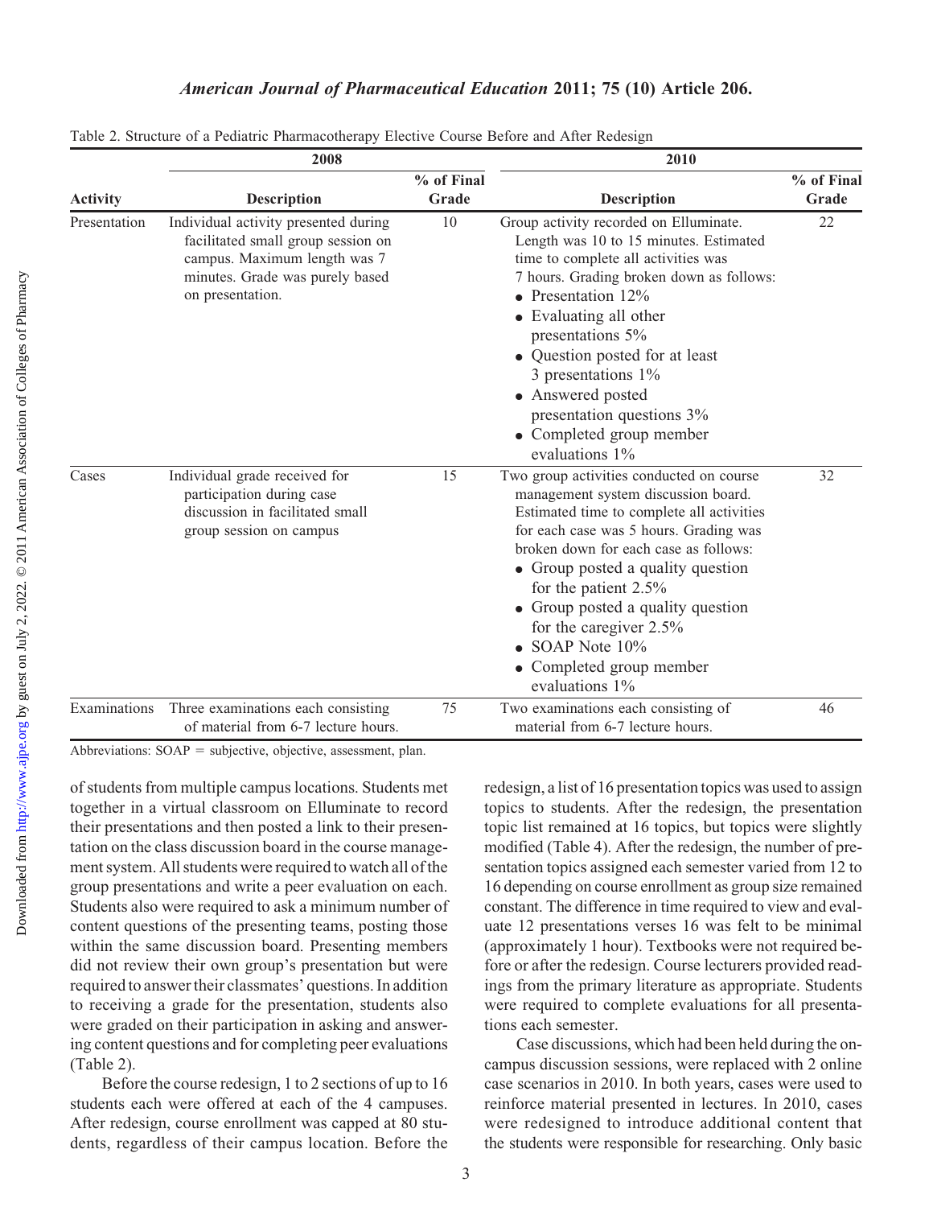Table 2. Structure of a Pediatric Pharmacotherapy Elective Course Before and After Redesign

| | 2008 | | 2010 | |
|---|---|---|---|---|
| Activity | Description | % of Final Grade | Description | % of Final Grade |
| Presentation | Individual activity presented during facilitated small group session on campus. Maximum length was 7 minutes. Grade was purely based on presentation. | 10 | Group activity recorded on Elluminate. Length was 10 to 15 minutes. Estimated time to complete all activities was 7 hours. Grading broken down as follows: • Presentation 12% • Evaluating all other presentations 5% • Question posted for at least 3 presentations 1% • Answered posted presentation questions 3% • Completed group member evaluations 1% | 22 |
| Cases | Individual grade received for participation during case discussion in facilitated small group session on campus | 15 | Two group activities conducted on course management system discussion board. Estimated time to complete all activities for each case was 5 hours. Grading was broken down for each case as follows: • Group posted a quality question for the patient 2.5% • Group posted a quality question for the caregiver 2.5% • SOAP Note 10% • Completed group member evaluations 1% | 32 |
| Examinations | Three examinations each consisting of material from 6-7 lecture hours. | 75 | Two examinations each consisting of material from 6-7 lecture hours. | 46 |

Abbreviations: SOAP = subjective, objective, assessment, plan.

of students from multiple campus locations. Students met together in a virtual classroom on Elluminate to record their presentations and then posted a link to their presentation on the class discussion board in the course management system. All students were required to watch all of the group presentations and write a peer evaluation on each. Students also were required to ask a minimum number of content questions of the presenting teams, posting those within the same discussion board. Presenting members did not review their own group's presentation but were required to answer their classmates' questions. In addition to receiving a grade for the presentation, students also were graded on their participation in asking and answering content questions and for completing peer evaluations (Table 2).

Before the course redesign, 1 to 2 sections of up to 16 students each were offered at each of the 4 campuses. After redesign, course enrollment was capped at 80 students, regardless of their campus location. Before the redesign, a list of 16 presentation topics was used to assign topics to students. After the redesign, the presentation topic list remained at 16 topics, but topics were slightly modified (Table 4). After the redesign, the number of presentation topics assigned each semester varied from 12 to 16 depending on course enrollment as group size remained constant. The difference in time required to view and evaluate 12 presentations verses 16 was felt to be minimal (approximately 1 hour). Textbooks were not required before or after the redesign. Course lecturers provided readings from the primary literature as appropriate. Students were required to complete evaluations for all presentations each semester.

Case discussions, which had been held during the on-campus discussion sessions, were replaced with 2 online case scenarios in 2010. In both years, cases were used to reinforce material presented in lectures. In 2010, cases were redesigned to introduce additional content that the students were responsible for researching. Only basic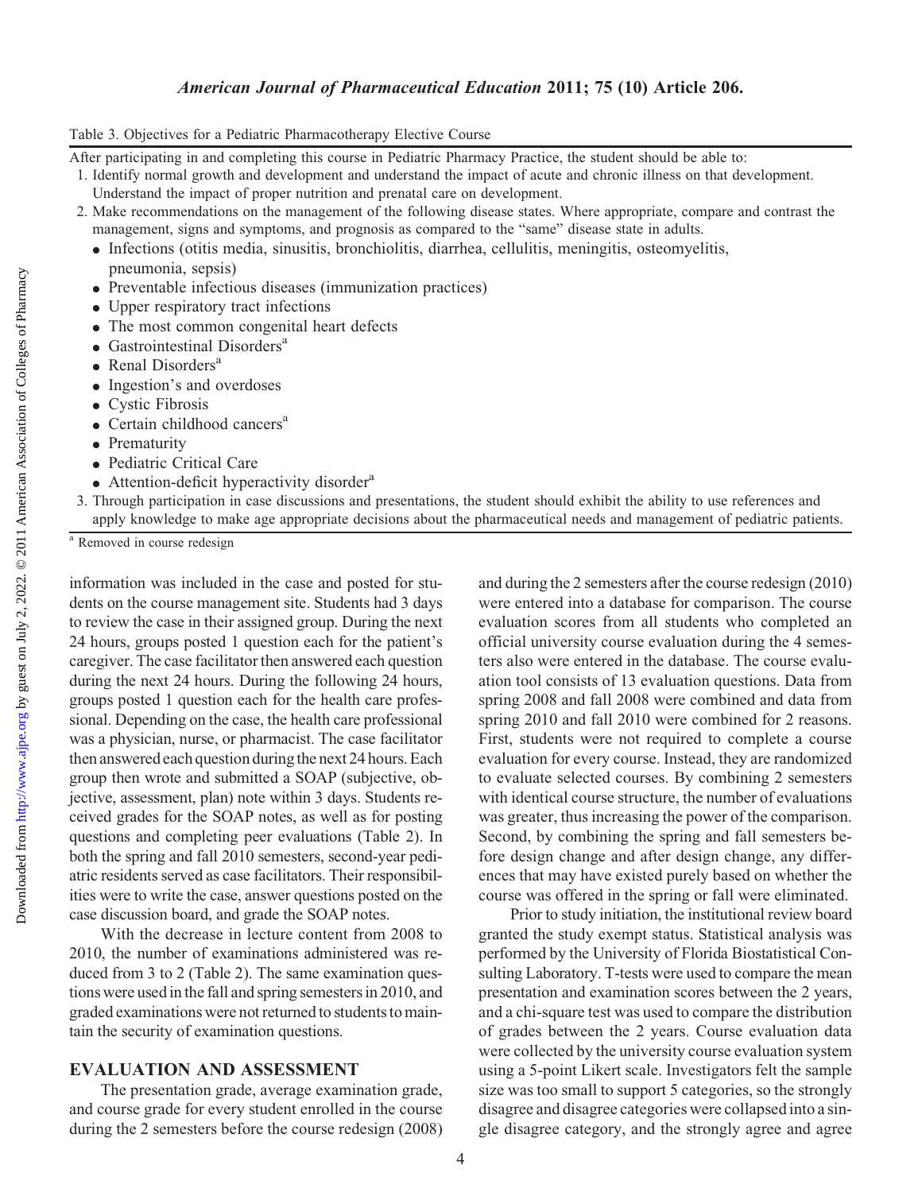Table 3. Objectives for a Pediatric Pharmacotherapy Elective Course

After participating in and completing this course in Pediatric Pharmacy Practice, the student should be able to:

1. Identify normal growth and development and understand the impact of acute and chronic illness on that development. Understand the impact of proper nutrition and prenatal care on development.
2. Make recommendations on the management of the following disease states. Where appropriate, compare and contrast the management, signs and symptoms, and prognosis as compared to the "same" disease state in adults.
   - Infections (otitis media, sinusitis, bronchiolitis, diarrhea, cellulitis, meningitis, osteomyelitis, pneumonia, sepsis)
   - Preventable infectious diseases (immunization practices)
   - Upper respiratory tract infections
   - The most common congenital heart defects
   - Gastrointestinal Disorders[a]
   - Renal Disorders[a]
   - Ingestion's and overdoses
   - Cystic Fibrosis
   - Certain childhood cancers[a]
   - Prematurity
   - Pediatric Critical Care
   - Attention-deficit hyperactivity disorder[a]
3. Through participation in case discussions and presentations, the student should exhibit the ability to use references and apply knowledge to make age appropriate decisions about the pharmaceutical needs and management of pediatric patients.

[a] Removed in course redesign

information was included in the case and posted for students on the course management site. Students had 3 days to review the case in their assigned group. During the next 24 hours, groups posted 1 question each for the patient's caregiver. The case facilitator then answered each question during the next 24 hours. During the following 24 hours, groups posted 1 question each for the health care professional. Depending on the case, the health care professional was a physician, nurse, or pharmacist. The case facilitator then answered each question during the next 24 hours. Each group then wrote and submitted a SOAP (subjective, objective, assessment, plan) note within 3 days. Students received grades for the SOAP notes, as well as for posting questions and completing peer evaluations (Table 2). In both the spring and fall 2010 semesters, second-year pediatric residents served as case facilitators. Their responsibilities were to write the case, answer questions posted on the case discussion board, and grade the SOAP notes.

With the decrease in lecture content from 2008 to 2010, the number of examinations administered was reduced from 3 to 2 (Table 2). The same examination questions were used in the fall and spring semesters in 2010, and graded examinations were not returned to students to maintain the security of examination questions.

## EVALUATION AND ASSESSMENT

The presentation grade, average examination grade, and course grade for every student enrolled in the course during the 2 semesters before the course redesign (2008) and during the 2 semesters after the course redesign (2010) were entered into a database for comparison. The course evaluation scores from all students who completed an official university course evaluation during the 4 semesters also were entered in the database. The course evaluation tool consists of 13 evaluation questions. Data from spring 2008 and fall 2008 were combined and data from spring 2010 and fall 2010 were combined for 2 reasons. First, students were not required to complete a course evaluation for every course. Instead, they are randomized to evaluate selected courses. By combining 2 semesters with identical course structure, the number of evaluations was greater, thus increasing the power of the comparison. Second, by combining the spring and fall semesters before design change and after design change, any differences that may have existed purely based on whether the course was offered in the spring or fall were eliminated.

Prior to study initiation, the institutional review board granted the study exempt status. Statistical analysis was performed by the University of Florida Biostatistical Consulting Laboratory. T-tests were used to compare the mean presentation and examination scores between the 2 years, and a chi-square test was used to compare the distribution of grades between the 2 years. Course evaluation data were collected by the university course evaluation system using a 5-point Likert scale. Investigators felt the sample size was too small to support 5 categories, so the strongly disagree and disagree categories were collapsed into a single disagree category, and the strongly agree and agree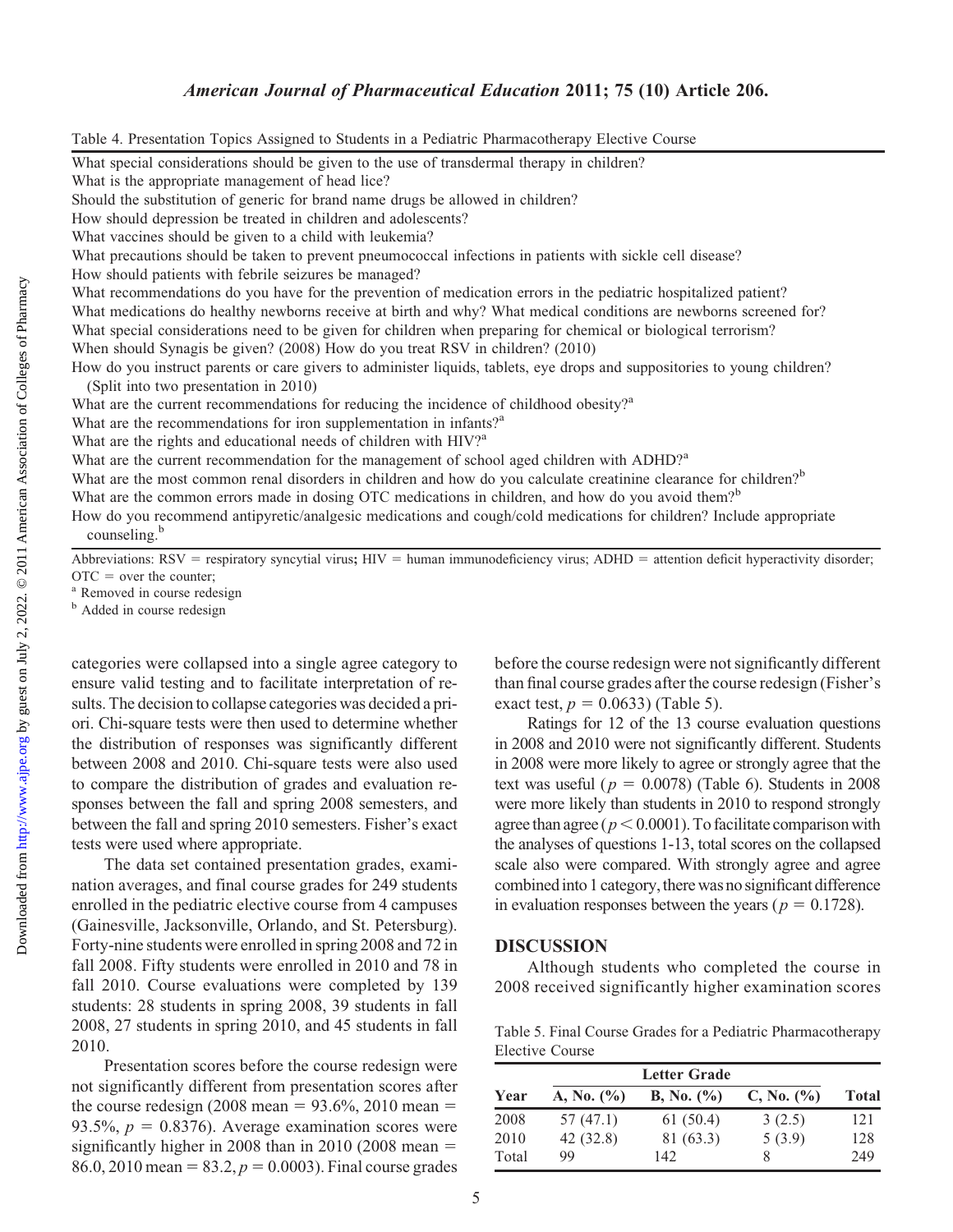Table 4. Presentation Topics Assigned to Students in a Pediatric Pharmacotherapy Elective Course

| |
|---|
| What special considerations should be given to the use of transdermal therapy in children? |
| What is the appropriate management of head lice? |
| Should the substitution of generic for brand name drugs be allowed in children? |
| How should depression be treated in children and adolescents? |
| What vaccines should be given to a child with leukemia? |
| What precautions should be taken to prevent pneumococcal infections in patients with sickle cell disease? |
| How should patients with febrile seizures be managed? |
| What recommendations do you have for the prevention of medication errors in the pediatric hospitalized patient? |
| What medications do healthy newborns receive at birth and why? What medical conditions are newborns screened for? |
| What special considerations need to be given for children when preparing for chemical or biological terrorism? |
| When should Synagis be given? (2008) How do you treat RSV in children? (2010) |
| How do you instruct parents or care givers to administer liquids, tablets, eye drops and suppositories to young children? (Split into two presentation in 2010) |
| What are the current recommendations for reducing the incidence of childhood obesity?[a] |
| What are the recommendations for iron supplementation in infants?[a] |
| What are the rights and educational needs of children with HIV?[a] |
| What are the current recommendation for the management of school aged children with ADHD?[a] |
| What are the most common renal disorders in children and how do you calculate creatinine clearance for children?[b] |
| What are the common errors made in dosing OTC medications in children, and how do you avoid them?[b] |
| How do you recommend antipyretic/analgesic medications and cough/cold medications for children? Include appropriate counseling.[b] |

Abbreviations: RSV = respiratory syncytial virus; HIV = human immunodeficiency virus; ADHD = attention deficit hyperactivity disorder; OTC = over the counter;

[a] Removed in course redesign

[b] Added in course redesign

categories were collapsed into a single agree category to ensure valid testing and to facilitate interpretation of results. The decision to collapse categories was decided a priori. Chi-square tests were then used to determine whether the distribution of responses was significantly different between 2008 and 2010. Chi-square tests were also used to compare the distribution of grades and evaluation responses between the fall and spring 2008 semesters, and between the fall and spring 2010 semesters. Fisher's exact tests were used where appropriate.

The data set contained presentation grades, examination averages, and final course grades for 249 students enrolled in the pediatric elective course from 4 campuses (Gainesville, Jacksonville, Orlando, and St. Petersburg). Forty-nine students were enrolled in spring 2008 and 72 in fall 2008. Fifty students were enrolled in 2010 and 78 in fall 2010. Course evaluations were completed by 139 students: 28 students in spring 2008, 39 students in fall 2008, 27 students in spring 2010, and 45 students in fall 2010.

Presentation scores before the course redesign were not significantly different from presentation scores after the course redesign (2008 mean = 93.6%, 2010 mean = 93.5%, $p = 0.8376$). Average examination scores were significantly higher in 2008 than in 2010 (2008 mean = 86.0, 2010 mean = 83.2, $p = 0.0003$). Final course grades before the course redesign were not significantly different than final course grades after the course redesign (Fisher's exact test, $p = 0.0633$) (Table 5).

Ratings for 12 of the 13 course evaluation questions in 2008 and 2010 were not significantly different. Students in 2008 were more likely to agree or strongly agree that the text was useful ($p = 0.0078$) (Table 6). Students in 2008 were more likely than students in 2010 to respond strongly agree than agree ($p < 0.0001$). To facilitate comparison with the analyses of questions 1-13, total scores on the collapsed scale also were compared. With strongly agree and agree combined into 1 category, there was no significant difference in evaluation responses between the years ($p = 0.1728$).

## DISCUSSION

Although students who completed the course in 2008 received significantly higher examination scores

Table 5. Final Course Grades for a Pediatric Pharmacotherapy Elective Course

| | Letter Grade | | | |
|---|---|---|---|---|
| Year | A, No. (%) | B, No. (%) | C, No. (%) | Total |
| 2008 | 57 (47.1) | 61 (50.4) | 3 (2.5) | 121 |
| 2010 | 42 (32.8) | 81 (63.3) | 5 (3.9) | 128 |
| Total | 99 | 142 | 8 | 249 |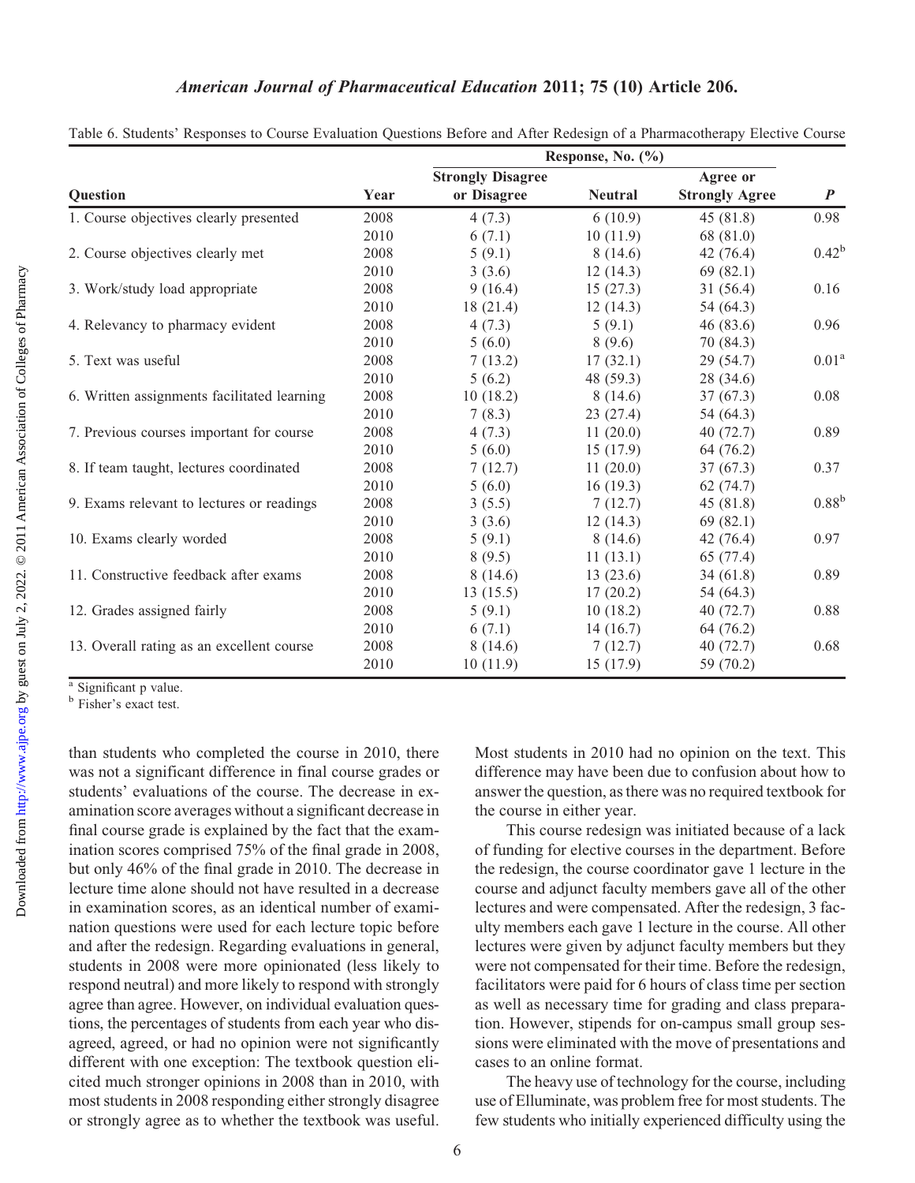Table 6. Students' Responses to Course Evaluation Questions Before and After Redesign of a Pharmacotherapy Elective Course

| Question | Year | Response, No. (%) | | | *P* |
|---|---|---|---|---|---|
| | | Strongly Disagree or Disagree | Neutral | Agree or Strongly Agree | |
| 1. Course objectives clearly presented | 2008 | 4 (7.3) | 6 (10.9) | 45 (81.8) | 0.98 |
| | 2010 | 6 (7.1) | 10 (11.9) | 68 (81.0) | |
| 2. Course objectives clearly met | 2008 | 5 (9.1) | 8 (14.6) | 42 (76.4) | 0.42[b] |
| | 2010 | 3 (3.6) | 12 (14.3) | 69 (82.1) | |
| 3. Work/study load appropriate | 2008 | 9 (16.4) | 15 (27.3) | 31 (56.4) | 0.16 |
| | 2010 | 18 (21.4) | 12 (14.3) | 54 (64.3) | |
| 4. Relevancy to pharmacy evident | 2008 | 4 (7.3) | 5 (9.1) | 46 (83.6) | 0.96 |
| | 2010 | 5 (6.0) | 8 (9.6) | 70 (84.3) | |
| 5. Text was useful | 2008 | 7 (13.2) | 17 (32.1) | 29 (54.7) | 0.01[a] |
| | 2010 | 5 (6.2) | 48 (59.3) | 28 (34.6) | |
| 6. Written assignments facilitated learning | 2008 | 10 (18.2) | 8 (14.6) | 37 (67.3) | 0.08 |
| | 2010 | 7 (8.3) | 23 (27.4) | 54 (64.3) | |
| 7. Previous courses important for course | 2008 | 4 (7.3) | 11 (20.0) | 40 (72.7) | 0.89 |
| | 2010 | 5 (6.0) | 15 (17.9) | 64 (76.2) | |
| 8. If team taught, lectures coordinated | 2008 | 7 (12.7) | 11 (20.0) | 37 (67.3) | 0.37 |
| | 2010 | 5 (6.0) | 16 (19.3) | 62 (74.7) | |
| 9. Exams relevant to lectures or readings | 2008 | 3 (5.5) | 7 (12.7) | 45 (81.8) | 0.88[b] |
| | 2010 | 3 (3.6) | 12 (14.3) | 69 (82.1) | |
| 10. Exams clearly worded | 2008 | 5 (9.1) | 8 (14.6) | 42 (76.4) | 0.97 |
| | 2010 | 8 (9.5) | 11 (13.1) | 65 (77.4) | |
| 11. Constructive feedback after exams | 2008 | 8 (14.6) | 13 (23.6) | 34 (61.8) | 0.89 |
| | 2010 | 13 (15.5) | 17 (20.2) | 54 (64.3) | |
| 12. Grades assigned fairly | 2008 | 5 (9.1) | 10 (18.2) | 40 (72.7) | 0.88 |
| | 2010 | 6 (7.1) | 14 (16.7) | 64 (76.2) | |
| 13. Overall rating as an excellent course | 2008 | 8 (14.6) | 7 (12.7) | 40 (72.7) | 0.68 |
| | 2010 | 10 (11.9) | 15 (17.9) | 59 (70.2) | |

[a] Significant p value.
[b] Fisher's exact test.

than students who completed the course in 2010, there was not a significant difference in final course grades or students' evaluations of the course. The decrease in examination score averages without a significant decrease in final course grade is explained by the fact that the examination scores comprised 75% of the final grade in 2008, but only 46% of the final grade in 2010. The decrease in lecture time alone should not have resulted in a decrease in examination scores, as an identical number of examination questions were used for each lecture topic before and after the redesign. Regarding evaluations in general, students in 2008 were more opinionated (less likely to respond neutral) and more likely to respond with strongly agree than agree. However, on individual evaluation questions, the percentages of students from each year who disagreed, agreed, or had no opinion were not significantly different with one exception: The textbook question elicited much stronger opinions in 2008 than in 2010, with most students in 2008 responding either strongly disagree or strongly agree as to whether the textbook was useful. Most students in 2010 had no opinion on the text. This difference may have been due to confusion about how to answer the question, as there was no required textbook for the course in either year.

This course redesign was initiated because of a lack of funding for elective courses in the department. Before the redesign, the course coordinator gave 1 lecture in the course and adjunct faculty members gave all of the other lectures and were compensated. After the redesign, 3 faculty members each gave 1 lecture in the course. All other lectures were given by adjunct faculty members but they were not compensated for their time. Before the redesign, facilitators were paid for 6 hours of class time per section as well as necessary time for grading and class preparation. However, stipends for on-campus small group sessions were eliminated with the move of presentations and cases to an online format.

The heavy use of technology for the course, including use of Elluminate, was problem free for most students. The few students who initially experienced difficulty using the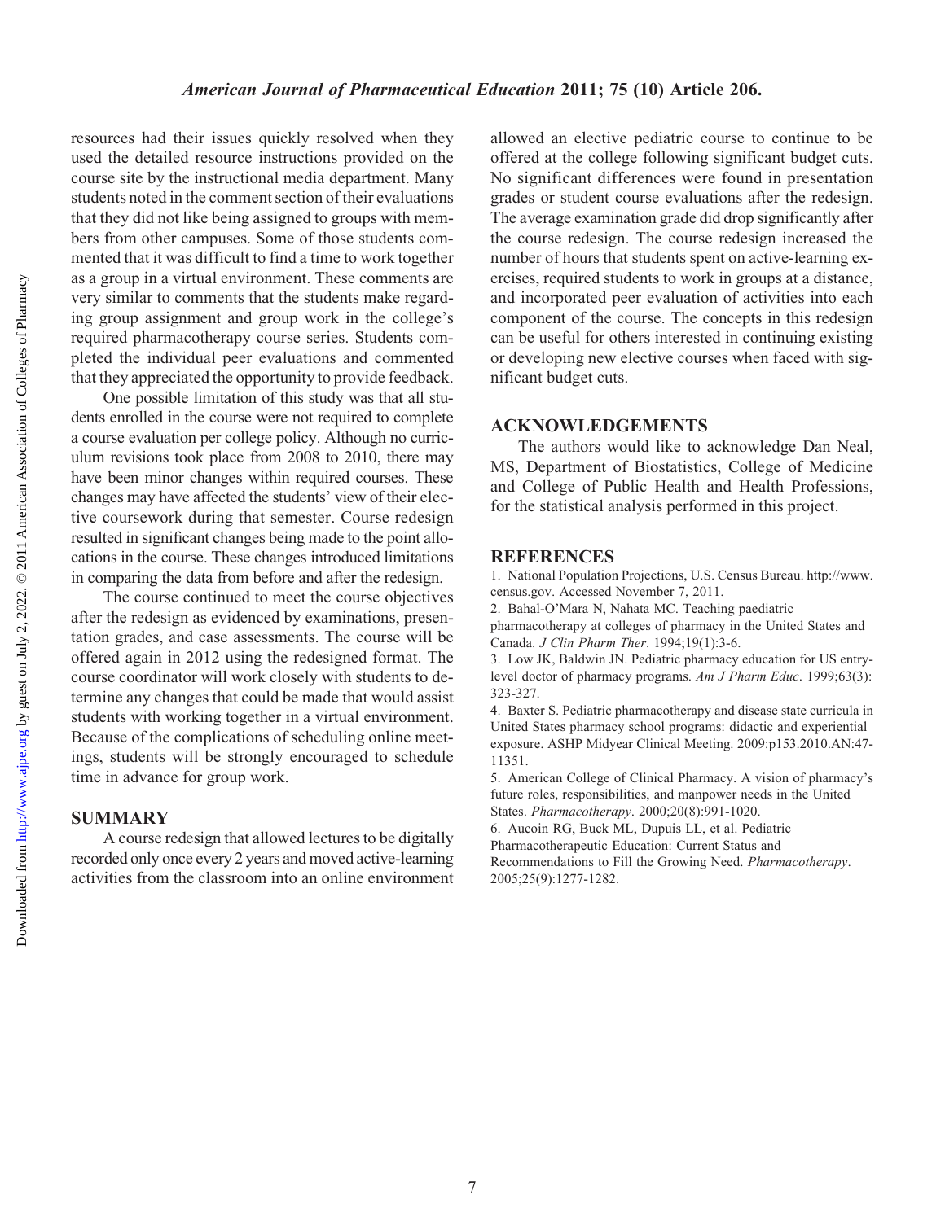resources had their issues quickly resolved when they used the detailed resource instructions provided on the course site by the instructional media department. Many students noted in the comment section of their evaluations that they did not like being assigned to groups with members from other campuses. Some of those students commented that it was difficult to find a time to work together as a group in a virtual environment. These comments are very similar to comments that the students make regarding group assignment and group work in the college's required pharmacotherapy course series. Students completed the individual peer evaluations and commented that they appreciated the opportunity to provide feedback.

One possible limitation of this study was that all students enrolled in the course were not required to complete a course evaluation per college policy. Although no curriculum revisions took place from 2008 to 2010, there may have been minor changes within required courses. These changes may have affected the students' view of their elective coursework during that semester. Course redesign resulted in significant changes being made to the point allocations in the course. These changes introduced limitations in comparing the data from before and after the redesign.

The course continued to meet the course objectives after the redesign as evidenced by examinations, presentation grades, and case assessments. The course will be offered again in 2012 using the redesigned format. The course coordinator will work closely with students to determine any changes that could be made that would assist students with working together in a virtual environment. Because of the complications of scheduling online meetings, students will be strongly encouraged to schedule time in advance for group work.

## SUMMARY

A course redesign that allowed lectures to be digitally recorded only once every 2 years and moved active-learning activities from the classroom into an online environment allowed an elective pediatric course to continue to be offered at the college following significant budget cuts. No significant differences were found in presentation grades or student course evaluations after the redesign. The average examination grade did drop significantly after the course redesign. The course redesign increased the number of hours that students spent on active-learning exercises, required students to work in groups at a distance, and incorporated peer evaluation of activities into each component of the course. The concepts in this redesign can be useful for others interested in continuing existing or developing new elective courses when faced with significant budget cuts.

## ACKNOWLEDGEMENTS

The authors would like to acknowledge Dan Neal, MS, Department of Biostatistics, College of Medicine and College of Public Health and Health Professions, for the statistical analysis performed in this project.

## REFERENCES

1. National Population Projections, U.S. Census Bureau. http://www.census.gov. Accessed November 7, 2011.
2. Bahal-O'Mara N, Nahata MC. Teaching paediatric pharmacotherapy at colleges of pharmacy in the United States and Canada. *J Clin Pharm Ther*. 1994;19(1):3-6.
3. Low JK, Baldwin JN. Pediatric pharmacy education for US entry-level doctor of pharmacy programs. *Am J Pharm Educ*. 1999;63(3): 323-327.
4. Baxter S. Pediatric pharmacotherapy and disease state curricula in United States pharmacy school programs: didactic and experiential exposure. ASHP Midyear Clinical Meeting. 2009:p153.2010.AN:47-11351.
5. American College of Clinical Pharmacy. A vision of pharmacy's future roles, responsibilities, and manpower needs in the United States. *Pharmacotherapy*. 2000;20(8):991-1020.
6. Aucoin RG, Buck ML, Dupuis LL, et al. Pediatric Pharmacotherapeutic Education: Current Status and Recommendations to Fill the Growing Need. *Pharmacotherapy*. 2005;25(9):1277-1282.